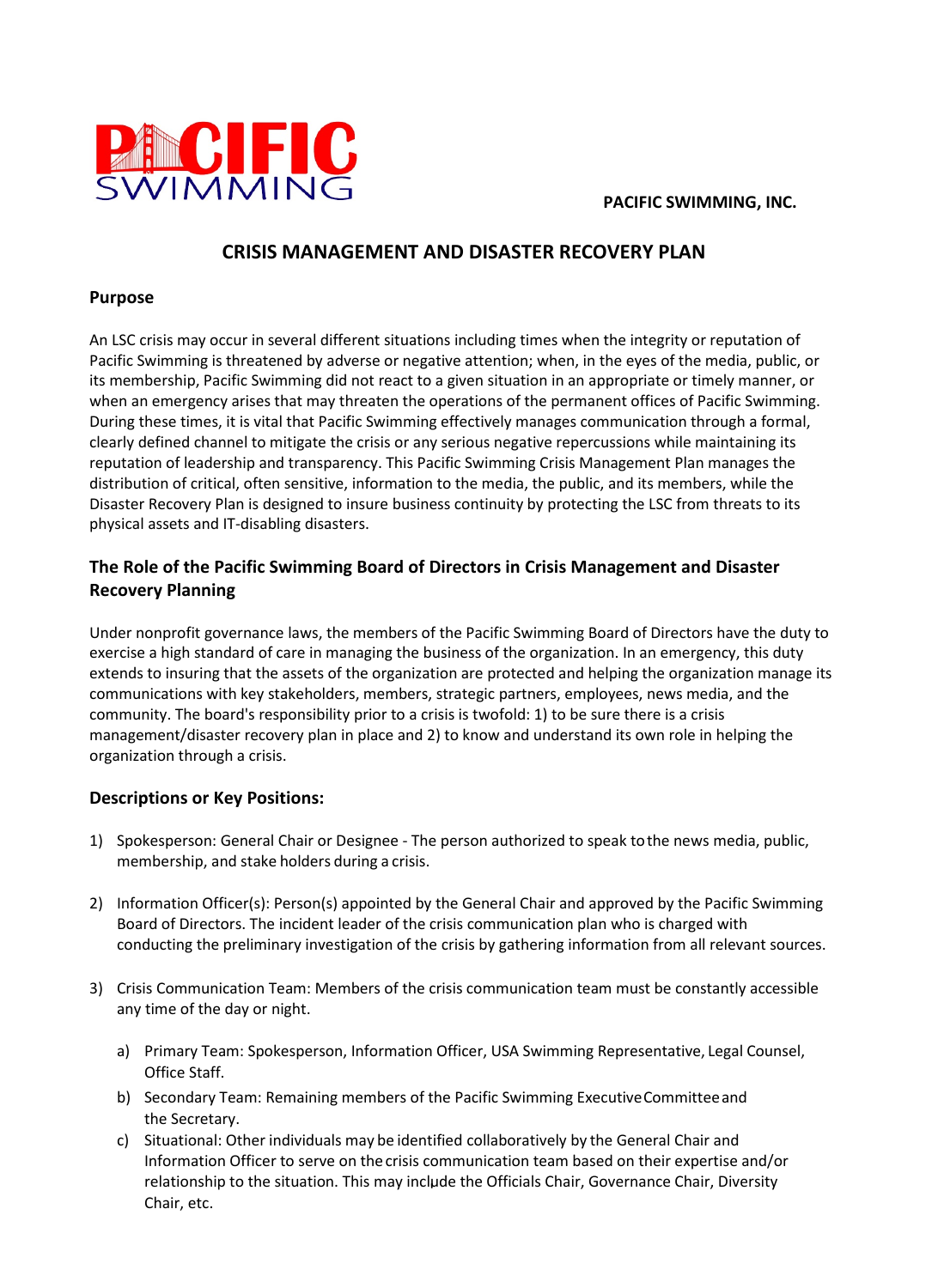PACIFIC SWIMMING

**PACIFIC SWIMMING, INC.**

# CRISIS MANAGEMENT AND DISASTER RECOVERY PLAN

## Purpose

An LSC crisis may occur in several different situations including times when the integrity or reputation of Pacific Swimming is threatened by adverse or negative attention; when, in the eyes of the media, public, or its membership, Pacific Swimming did not react to a given situation in an appropriate or timely manner, or when an emergency arises that may threaten the operations of the permanent offices of Pacific Swimming. During these times, it is vital that Pacific Swimming effectively manages communication through a formal, clearly defined channel to mitigate the crisis or any serious negative repercussions while maintaining its reputation of leadership and transparency. This Pacific Swimming Crisis Management Plan manages the distribution of critical, often sensitive, information to the media, the public, and its members, while the Disaster Recovery Plan is designed to insure business continuity by protecting the LSC from threats to its physical assets and IT-disabling disasters.

## The Role of the Pacific Swimming Board of Directors in Crisis Management and Disaster Recovery Planning

Under nonprofit governance laws, the members of the Pacific Swimming Board of Directors have the duty to exercise a high standard of care in managing the business of the organization. In an emergency, this duty extends to insuring that the assets of the organization are protected and helping the organization manage its communications with key stakeholders, members, strategic partners, employees, news media, and the community. The board's responsibility prior to a crisis is twofold: 1) to be sure there is a crisis management/disaster recovery plan in place and 2) to know and understand its own role in helping the organization through a crisis.

## Descriptions or Key Positions:

1) Spokesperson: General Chair or Designee - The person authorized to speak to the news media, public, membership, and stake holders during a crisis.

2) Information Officer(s): Person(s) appointed by the General Chair and approved by the Pacific Swimming Board of Directors. The incident leader of the crisis communication plan who is charged with conducting the preliminary investigation of the crisis by gathering information from all relevant sources.

3) Crisis Communication Team: Members of the crisis communication team must be constantly accessible any time of the day or night.

   a) Primary Team: Spokesperson, Information Officer, USA Swimming Representative, Legal Counsel, Office Staff.
   b) Secondary Team: Remaining members of the Pacific Swimming Executive Committee and the Secretary.
   c) Situational: Other individuals may be identified collaboratively by the General Chair and Information Officer to serve on the crisis communication team based on their expertise and/or relationship to the situation. This may include the Officials Chair, Governance Chair, Diversity Chair, etc.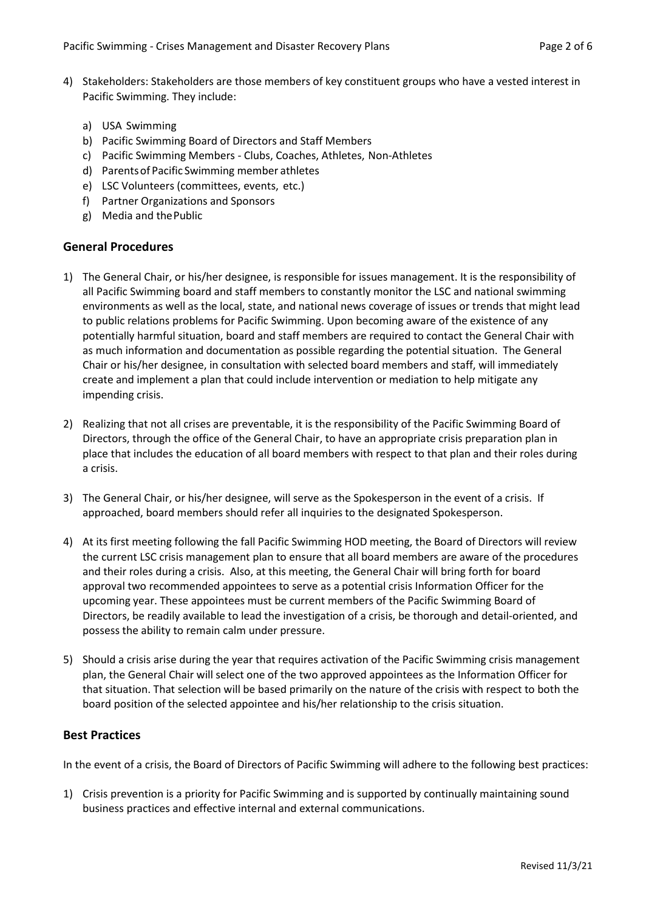4) Stakeholders: Stakeholders are those members of key constituent groups who have a vested interest in Pacific Swimming. They include:

    a) USA Swimming
    b) Pacific Swimming Board of Directors and Staff Members
    c) Pacific Swimming Members - Clubs, Coaches, Athletes, Non-Athletes
    d) Parents of Pacific Swimming member athletes
    e) LSC Volunteers (committees, events, etc.)
    f) Partner Organizations and Sponsors
    g) Media and the Public

## General Procedures

1) The General Chair, or his/her designee, is responsible for issues management. It is the responsibility of all Pacific Swimming board and staff members to constantly monitor the LSC and national swimming environments as well as the local, state, and national news coverage of issues or trends that might lead to public relations problems for Pacific Swimming. Upon becoming aware of the existence of any potentially harmful situation, board and staff members are required to contact the General Chair with as much information and documentation as possible regarding the potential situation. The General Chair or his/her designee, in consultation with selected board members and staff, will immediately create and implement a plan that could include intervention or mediation to help mitigate any impending crisis.

2) Realizing that not all crises are preventable, it is the responsibility of the Pacific Swimming Board of Directors, through the office of the General Chair, to have an appropriate crisis preparation plan in place that includes the education of all board members with respect to that plan and their roles during a crisis.

3) The General Chair, or his/her designee, will serve as the Spokesperson in the event of a crisis. If approached, board members should refer all inquiries to the designated Spokesperson.

4) At its first meeting following the fall Pacific Swimming HOD meeting, the Board of Directors will review the current LSC crisis management plan to ensure that all board members are aware of the procedures and their roles during a crisis. Also, at this meeting, the General Chair will bring forth for board approval two recommended appointees to serve as a potential crisis Information Officer for the upcoming year. These appointees must be current members of the Pacific Swimming Board of Directors, be readily available to lead the investigation of a crisis, be thorough and detail-oriented, and possess the ability to remain calm under pressure.

5) Should a crisis arise during the year that requires activation of the Pacific Swimming crisis management plan, the General Chair will select one of the two approved appointees as the Information Officer for that situation. That selection will be based primarily on the nature of the crisis with respect to both the board position of the selected appointee and his/her relationship to the crisis situation.

## Best Practices

In the event of a crisis, the Board of Directors of Pacific Swimming will adhere to the following best practices:

1) Crisis prevention is a priority for Pacific Swimming and is supported by continually maintaining sound business practices and effective internal and external communications.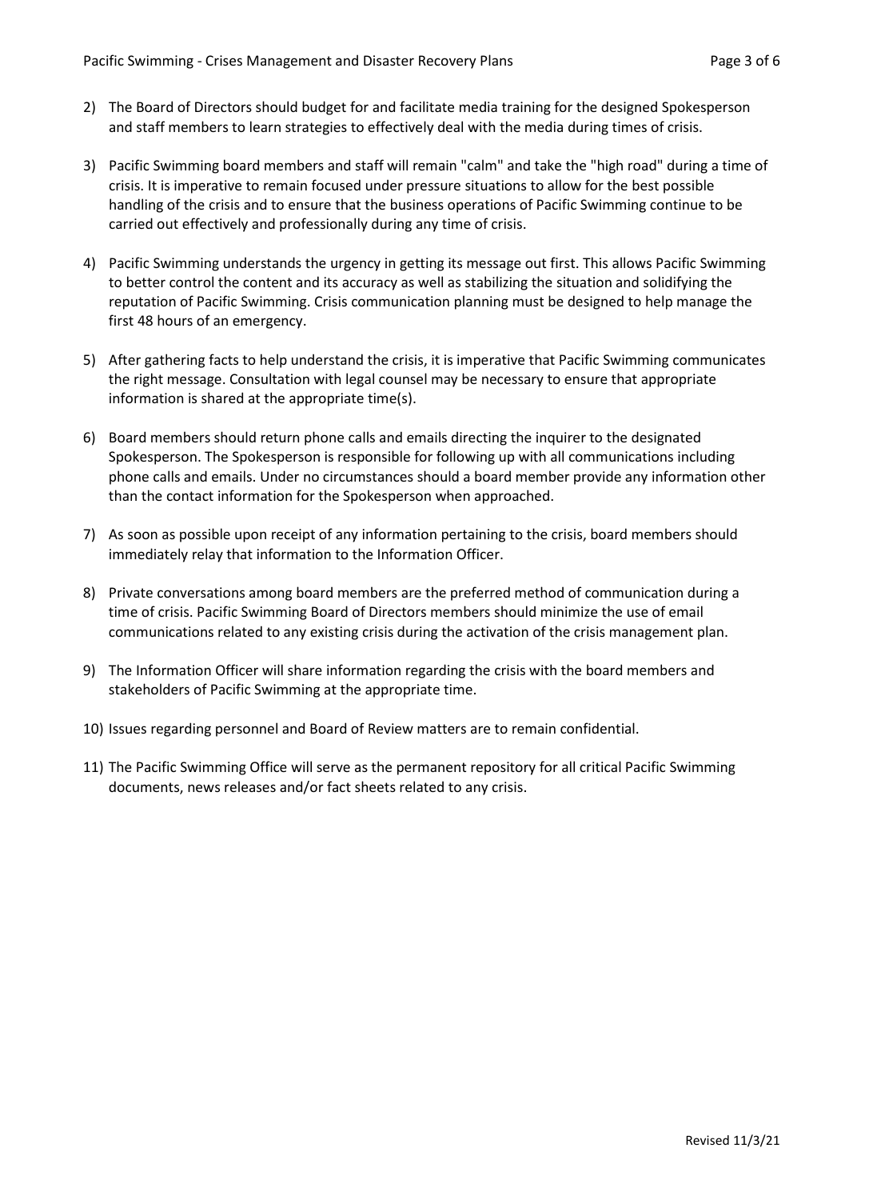2) The Board of Directors should budget for and facilitate media training for the designed Spokesperson and staff members to learn strategies to effectively deal with the media during times of crisis.

3) Pacific Swimming board members and staff will remain "calm" and take the "high road" during a time of crisis. It is imperative to remain focused under pressure situations to allow for the best possible handling of the crisis and to ensure that the business operations of Pacific Swimming continue to be carried out effectively and professionally during any time of crisis.

4) Pacific Swimming understands the urgency in getting its message out first. This allows Pacific Swimming to better control the content and its accuracy as well as stabilizing the situation and solidifying the reputation of Pacific Swimming. Crisis communication planning must be designed to help manage the first 48 hours of an emergency.

5) After gathering facts to help understand the crisis, it is imperative that Pacific Swimming communicates the right message. Consultation with legal counsel may be necessary to ensure that appropriate information is shared at the appropriate time(s).

6) Board members should return phone calls and emails directing the inquirer to the designated Spokesperson. The Spokesperson is responsible for following up with all communications including phone calls and emails. Under no circumstances should a board member provide any information other than the contact information for the Spokesperson when approached.

7) As soon as possible upon receipt of any information pertaining to the crisis, board members should immediately relay that information to the Information Officer.

8) Private conversations among board members are the preferred method of communication during a time of crisis. Pacific Swimming Board of Directors members should minimize the use of email communications related to any existing crisis during the activation of the crisis management plan.

9) The Information Officer will share information regarding the crisis with the board members and stakeholders of Pacific Swimming at the appropriate time.

10) Issues regarding personnel and Board of Review matters are to remain confidential.

11) The Pacific Swimming Office will serve as the permanent repository for all critical Pacific Swimming documents, news releases and/or fact sheets related to any crisis.

Revised 11/3/21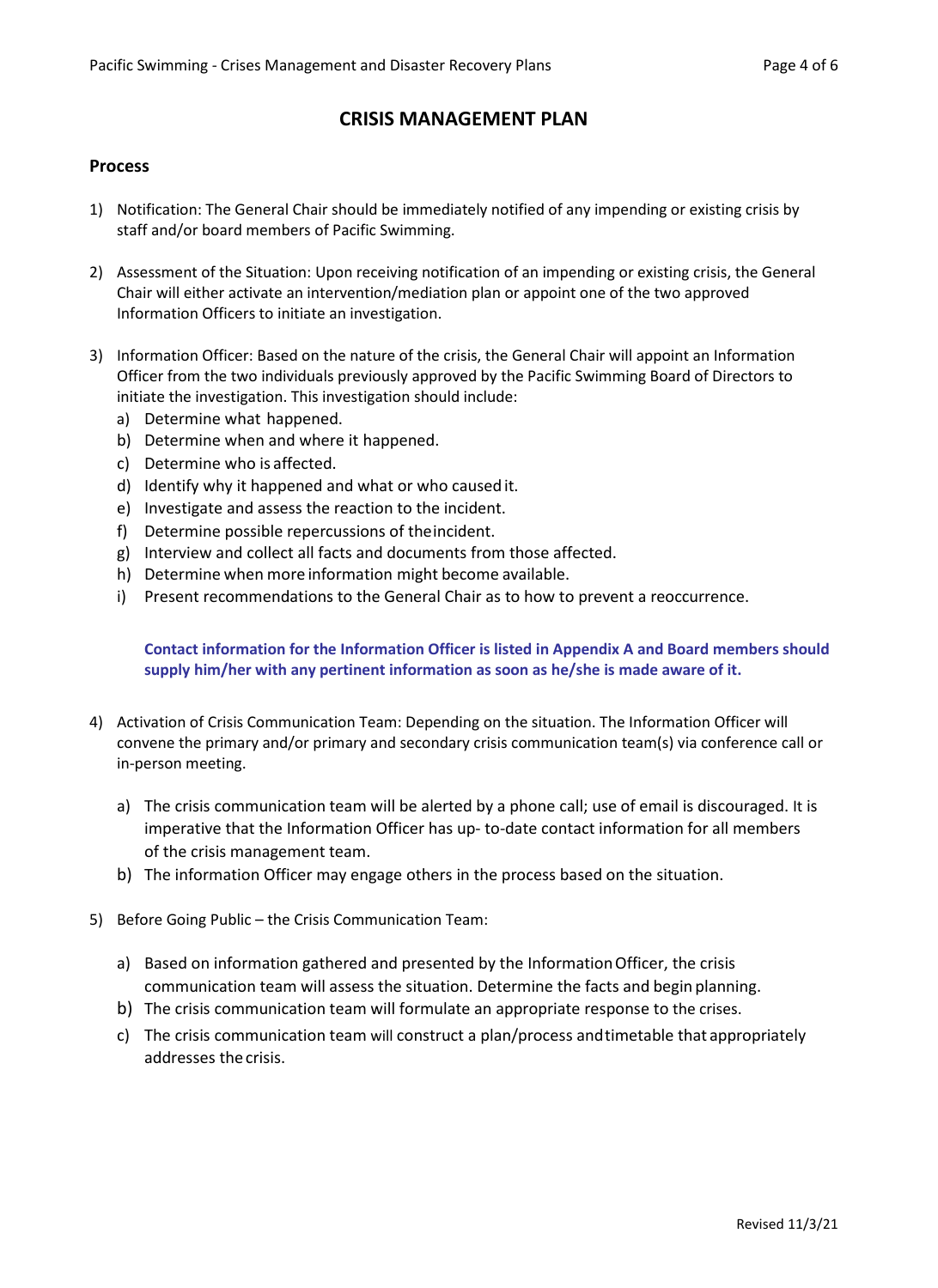## CRISIS MANAGEMENT PLAN

### Process

1) Notification: The General Chair should be immediately notified of any impending or existing crisis by staff and/or board members of Pacific Swimming.

2) Assessment of the Situation: Upon receiving notification of an impending or existing crisis, the General Chair will either activate an intervention/mediation plan or appoint one of the two approved Information Officers to initiate an investigation.

3) Information Officer: Based on the nature of the crisis, the General Chair will appoint an Information Officer from the two individuals previously approved by the Pacific Swimming Board of Directors to initiate the investigation. This investigation should include:
   a) Determine what happened.
   b) Determine when and where it happened.
   c) Determine who is affected.
   d) Identify why it happened and what or who caused it.
   e) Investigate and assess the reaction to the incident.
   f) Determine possible repercussions of the incident.
   g) Interview and collect all facts and documents from those affected.
   h) Determine when more information might become available.
   i) Present recommendations to the General Chair as to how to prevent a reoccurrence.

   **Contact information for the Information Officer is listed in Appendix A and Board members should supply him/her with any pertinent information as soon as he/she is made aware of it.**

4) Activation of Crisis Communication Team: Depending on the situation. The Information Officer will convene the primary and/or primary and secondary crisis communication team(s) via conference call or in-person meeting.

   a) The crisis communication team will be alerted by a phone call; use of email is discouraged. It is imperative that the Information Officer has up- to-date contact information for all members of the crisis management team.
   b) The information Officer may engage others in the process based on the situation.

5) Before Going Public – the Crisis Communication Team:

   a) Based on information gathered and presented by the Information Officer, the crisis communication team will assess the situation. Determine the facts and begin planning.
   b) The crisis communication team will formulate an appropriate response to the crises.
   c) The crisis communication team will construct a plan/process and timetable that appropriately addresses the crisis.

Revised 11/3/21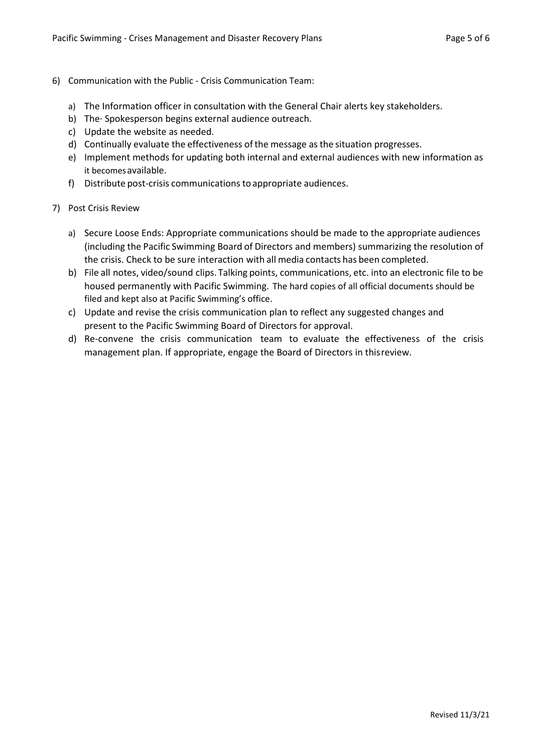6) Communication with the Public - Crisis Communication Team:

    a) The Information officer in consultation with the General Chair alerts key stakeholders.
    b) The· Spokesperson begins external audience outreach.
    c) Update the website as needed.
    d) Continually evaluate the effectiveness of the message as the situation progresses.
    e) Implement methods for updating both internal and external audiences with new information as it becomes available.
    f) Distribute post-crisis communications to appropriate audiences.

7) Post Crisis Review

    a) Secure Loose Ends: Appropriate communications should be made to the appropriate audiences (including the Pacific Swimming Board of Directors and members) summarizing the resolution of the crisis. Check to be sure interaction with all media contacts has been completed.
    b) File all notes, video/sound clips. Talking points, communications, etc. into an electronic file to be housed permanently with Pacific Swimming. The hard copies of all official documents should be filed and kept also at Pacific Swimming's office.
    c) Update and revise the crisis communication plan to reflect any suggested changes and present to the Pacific Swimming Board of Directors for approval.
    d) Re-convene the crisis communication team to evaluate the effectiveness of the crisis management plan. If appropriate, engage the Board of Directors in this review.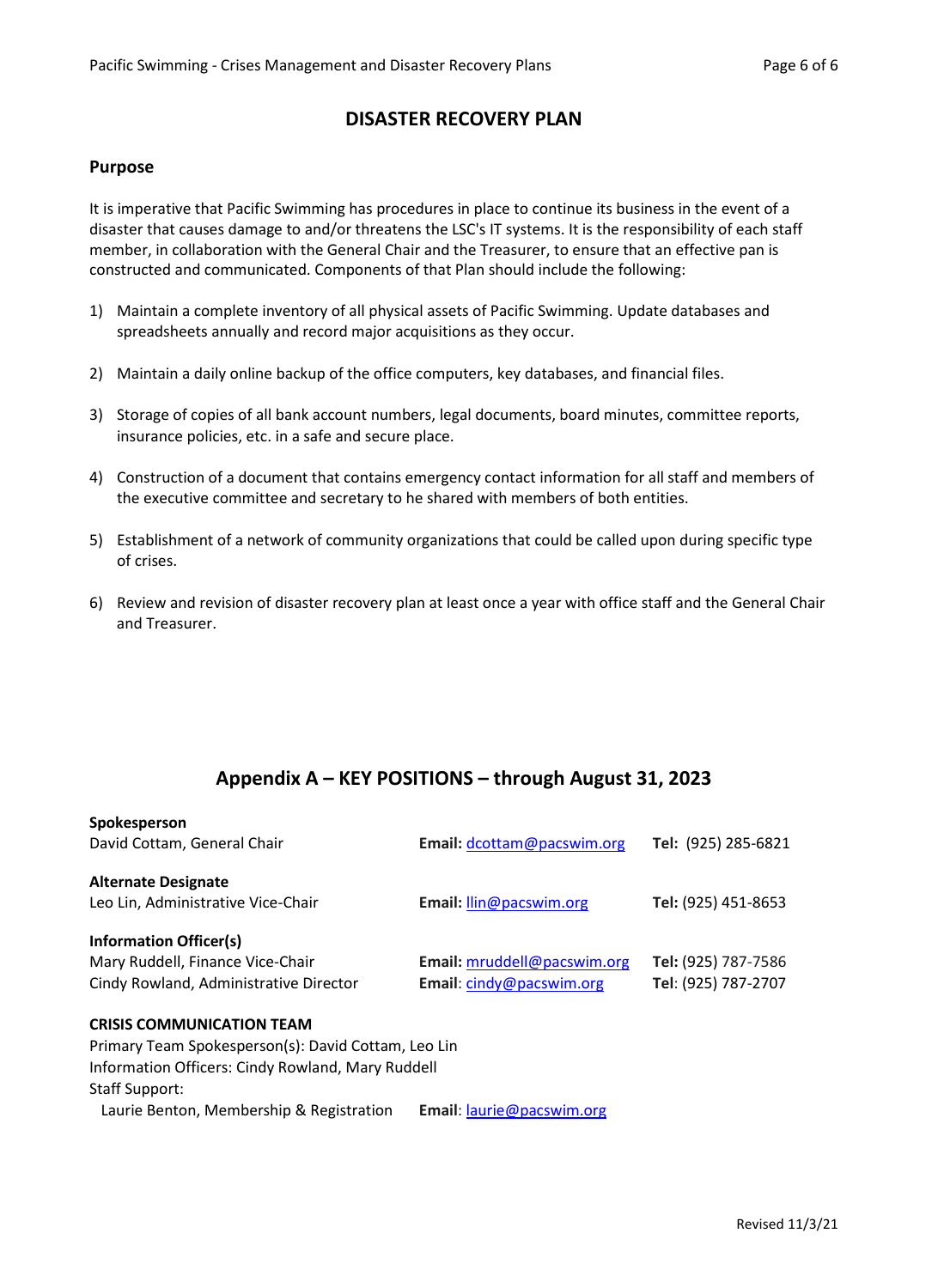# DISASTER RECOVERY PLAN

## Purpose

It is imperative that Pacific Swimming has procedures in place to continue its business in the event of a disaster that causes damage to and/or threatens the LSC's IT systems. It is the responsibility of each staff member, in collaboration with the General Chair and the Treasurer, to ensure that an effective pan is constructed and communicated. Components of that Plan should include the following:

1) Maintain a complete inventory of all physical assets of Pacific Swimming. Update databases and spreadsheets annually and record major acquisitions as they occur.

2) Maintain a daily online backup of the office computers, key databases, and financial files.

3) Storage of copies of all bank account numbers, legal documents, board minutes, committee reports, insurance policies, etc. in a safe and secure place.

4) Construction of a document that contains emergency contact information for all staff and members of the executive committee and secretary to he shared with members of both entities.

5) Establishment of a network of community organizations that could be called upon during specific type of crises.

6) Review and revision of disaster recovery plan at least once a year with office staff and the General Chair and Treasurer.

## Appendix A – KEY POSITIONS – through August 31, 2023

**Spokesperson**

| | | |
|---|---|---|
| David Cottam, General Chair | **Email:** dcottam@pacswim.org | **Tel:** (925) 285-6821 |

**Alternate Designate**

| | | |
|---|---|---|
| Leo Lin, Administrative Vice-Chair | **Email:** llin@pacswim.org | **Tel:** (925) 451-8653 |

**Information Officer(s)**

| | | |
|---|---|---|
| Mary Ruddell, Finance Vice-Chair | **Email:** mruddell@pacswim.org | **Tel:** (925) 787-7586 |
| Cindy Rowland, Administrative Director | **Email**: cindy@pacswim.org | **Tel**: (925) 787-2707 |

**CRISIS COMMUNICATION TEAM**

Primary Team Spokesperson(s): David Cottam, Leo Lin

Information Officers: Cindy Rowland, Mary Ruddell

Staff Support:

Laurie Benton, Membership & Registration **Email**: laurie@pacswim.org

Revised 11/3/21